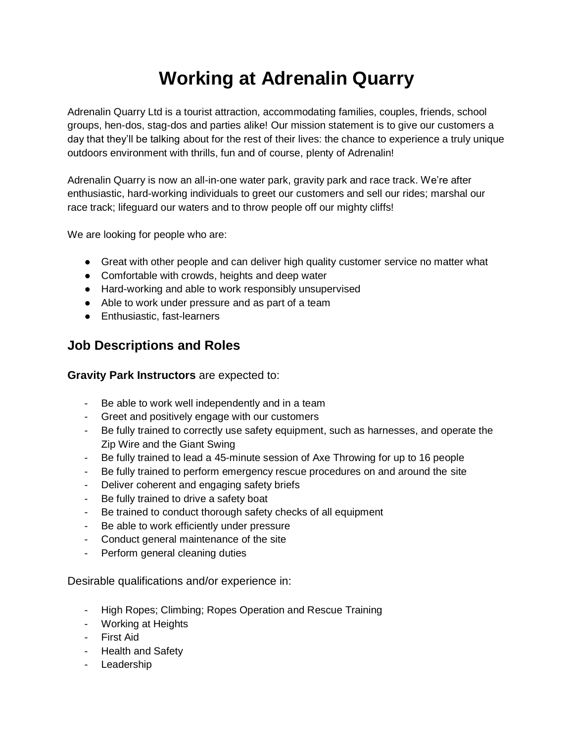# Working at Adrenalin Quarry

Adrenalin Quarry Ltd is a tourist attraction, accommodating families, couples, friends, school groups, hen-dos, stag-dos and parties alike! Our mission statement is to give our customers a day that they'll be talking about for the rest of their lives: the chance to experience a truly unique outdoors environment with thrills, fun and of course, plenty of Adrenalin!

Adrenalin Quarry is now an all-in-one water park, gravity park and race track. We're after enthusiastic, hard-working individuals to greet our customers and sell our rides; marshal our race track; lifeguard our waters and to throw people off our mighty cliffs!

We are looking for people who are:

- Great with other people and can deliver high quality customer service no matter what
- Comfortable with crowds, heights and deep water
- Hard-working and able to work responsibly unsupervised
- Able to work under pressure and as part of a team
- Enthusiastic, fast-learners

## Job Descriptions and Roles

**Gravity Park Instructors** are expected to:

- Be able to work well independently and in a team
- Greet and positively engage with our customers
- Be fully trained to correctly use safety equipment, such as harnesses, and operate the Zip Wire and the Giant Swing
- Be fully trained to lead a 45-minute session of Axe Throwing for up to 16 people
- Be fully trained to perform emergency rescue procedures on and around the site
- Deliver coherent and engaging safety briefs
- Be fully trained to drive a safety boat
- Be trained to conduct thorough safety checks of all equipment
- Be able to work efficiently under pressure
- Conduct general maintenance of the site
- Perform general cleaning duties

Desirable qualifications and/or experience in:

- High Ropes; Climbing; Ropes Operation and Rescue Training
- Working at Heights
- First Aid
- Health and Safety
- Leadership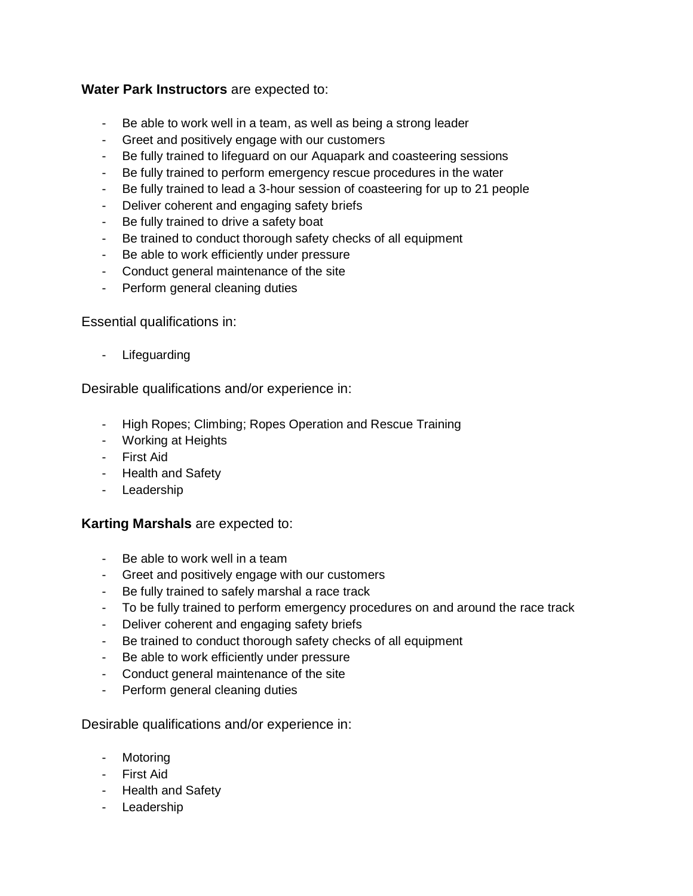**Water Park Instructors** are expected to:

- Be able to work well in a team, as well as being a strong leader
- Greet and positively engage with our customers
- Be fully trained to lifeguard on our Aquapark and coasteering sessions
- Be fully trained to perform emergency rescue procedures in the water
- Be fully trained to lead a 3-hour session of coasteering for up to 21 people
- Deliver coherent and engaging safety briefs
- Be fully trained to drive a safety boat
- Be trained to conduct thorough safety checks of all equipment
- Be able to work efficiently under pressure
- Conduct general maintenance of the site
- Perform general cleaning duties

Essential qualifications in:

- Lifeguarding

Desirable qualifications and/or experience in:

- High Ropes; Climbing; Ropes Operation and Rescue Training
- Working at Heights
- First Aid
- Health and Safety
- Leadership

**Karting Marshals** are expected to:

- Be able to work well in a team
- Greet and positively engage with our customers
- Be fully trained to safely marshal a race track
- To be fully trained to perform emergency procedures on and around the race track
- Deliver coherent and engaging safety briefs
- Be trained to conduct thorough safety checks of all equipment
- Be able to work efficiently under pressure
- Conduct general maintenance of the site
- Perform general cleaning duties

Desirable qualifications and/or experience in:

- Motoring
- First Aid
- Health and Safety
- Leadership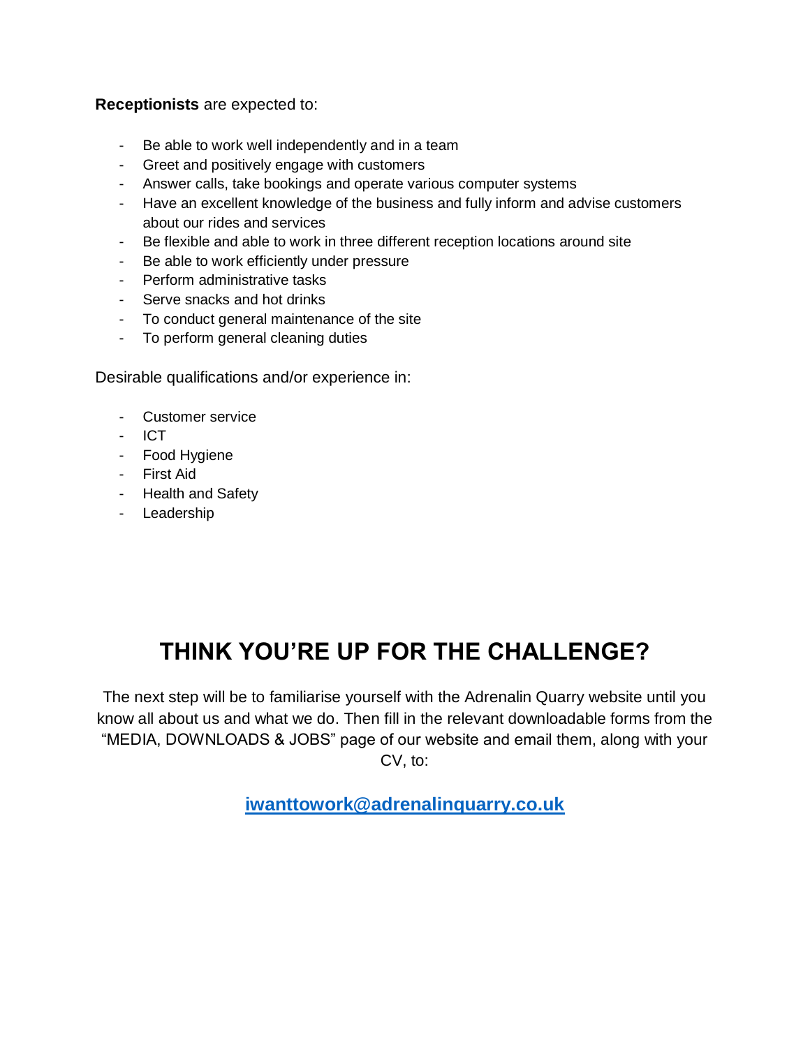**Receptionists** are expected to:

- Be able to work well independently and in a team
- Greet and positively engage with customers
- Answer calls, take bookings and operate various computer systems
- Have an excellent knowledge of the business and fully inform and advise customers about our rides and services
- Be flexible and able to work in three different reception locations around site
- Be able to work efficiently under pressure
- Perform administrative tasks
- Serve snacks and hot drinks
- To conduct general maintenance of the site
- To perform general cleaning duties

Desirable qualifications and/or experience in:

- Customer service
- ICT
- Food Hygiene
- First Aid
- Health and Safety
- Leadership

## THINK YOU'RE UP FOR THE CHALLENGE?

The next step will be to familiarise yourself with the Adrenalin Quarry website until you know all about us and what we do. Then fill in the relevant downloadable forms from the "MEDIA, DOWNLOADS & JOBS" page of our website and email them, along with your CV, to:

**iwanttowork@adrenalinquarry.co.uk**